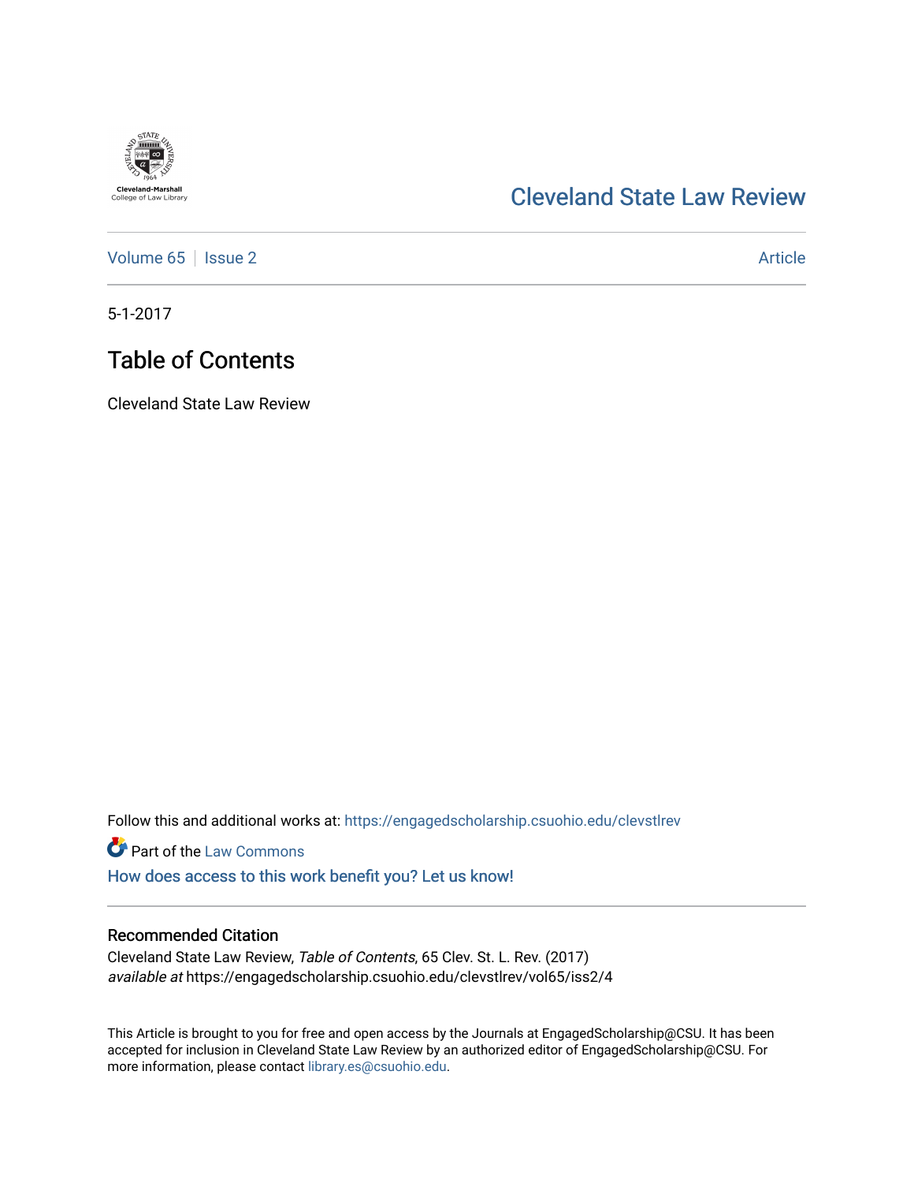Cleveland State University
1964
Cleveland-Marshall College of Law Library

# Cleveland State Law Review

Volume 65 | Issue 2 | Article

5-1-2017

## Table of Contents

Cleveland State Law Review

Follow this and additional works at: https://engagedscholarship.csuohio.edu/clevstlrev

Part of the Law Commons

How does access to this work benefit you? Let us know!

### Recommended Citation

Cleveland State Law Review, *Table of Contents*, 65 Clev. St. L. Rev. (2017)
*available at* https://engagedscholarship.csuohio.edu/clevstlrev/vol65/iss2/4

This Article is brought to you for free and open access by the Journals at EngagedScholarship@CSU. It has been accepted for inclusion in Cleveland State Law Review by an authorized editor of EngagedScholarship@CSU. For more information, please contact library.es@csuohio.edu.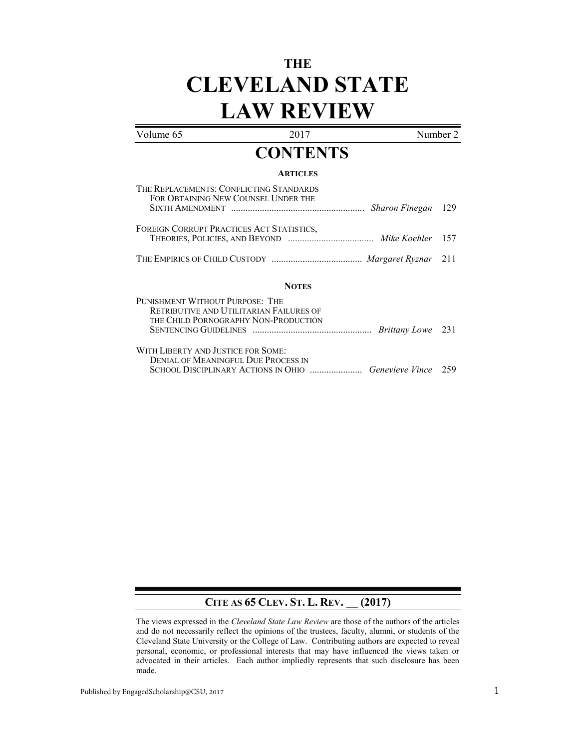# THE
# CLEVELAND STATE LAW REVIEW

Volume 65 | 2017 | Number 2

## CONTENTS

### ARTICLES

THE REPLACEMENTS: CONFLICTING STANDARDS FOR OBTAINING NEW COUNSEL UNDER THE SIXTH AMENDMENT ........................................................ *Sharon Finegan* 129

FOREIGN CORRUPT PRACTICES ACT STATISTICS, THEORIES, POLICIES, AND BEYOND .................................... *Mike Koehler* 157

THE EMPIRICS OF CHILD CUSTODY ...................................... *Margaret Ryznar* 211

### NOTES

PUNISHMENT WITHOUT PURPOSE: THE RETRIBUTIVE AND UTILITARIAN FAILURES OF THE CHILD PORNOGRAPHY NON-PRODUCTION SENTENCING GUIDELINES .................................................. *Brittany Lowe* 231

WITH LIBERTY AND JUSTICE FOR SOME: DENIAL OF MEANINGFUL DUE PROCESS IN SCHOOL DISCIPLINARY ACTIONS IN OHIO ...................... *Genevieve Vince* 259

**CITE AS 65 CLEV. ST. L. REV. __ (2017)**

The views expressed in the *Cleveland State Law Review* are those of the authors of the articles and do not necessarily reflect the opinions of the trustees, faculty, alumni, or students of the Cleveland State University or the College of Law. Contributing authors are expected to reveal personal, economic, or professional interests that may have influenced the views taken or advocated in their articles. Each author impliedly represents that such disclosure has been made.

Published by EngagedScholarship@CSU, 2017